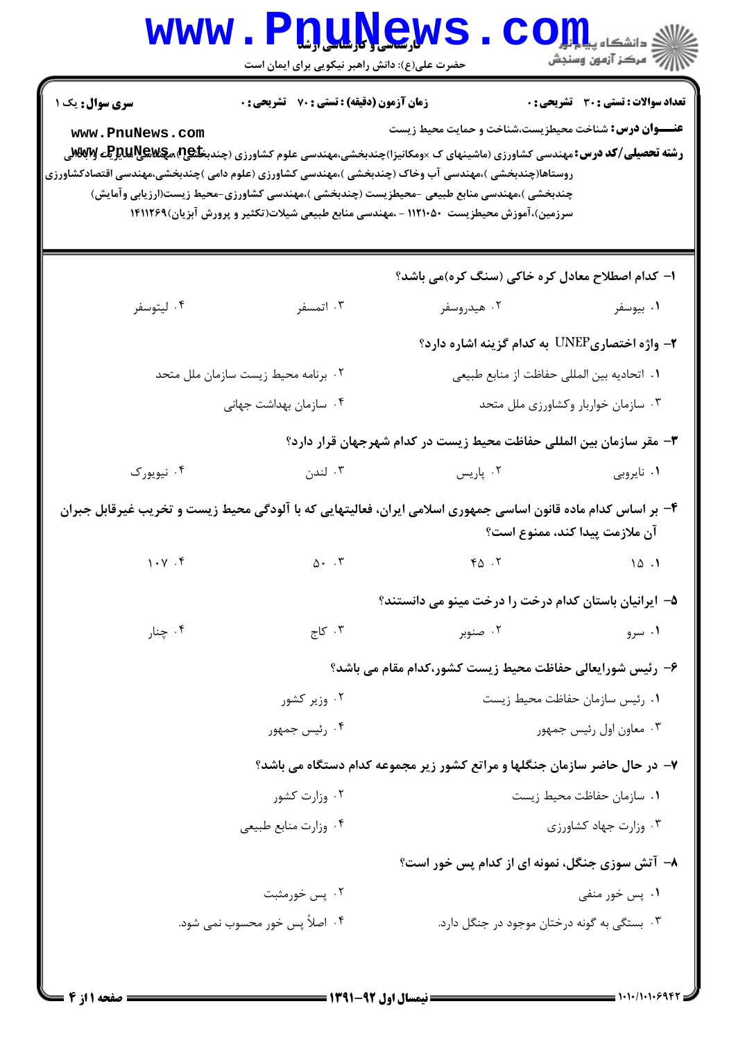**سری سوال:** یک ۱

**زمان آزمون (دقیقه) : تستی : ۷۰ تشریحی : ۰**

**تعداد سوالات : تستی : ۳۰ تشریحی : ۰**

**عنـــوان درس:** شناخت محیطزیست،شناخت و حمایت محیط زیست

**رشته تحصیلی/کد درس:** مهندسی کشاورزی (ماشینهای ک ×ومکانیزا)چندبخشی،مهندسی علوم کشاورزی (چندبخشی)،مهندسی مدیریت وآبادانی روستاها(چندبخشی )،مهندسی آب وخاک (چندبخشی )،مهندسی کشاورزی (علوم دامی )چندبخشی،مهندسی اقتصادکشاورزی چندبخشی )،مهندسی منابع طبیعی -محیطزیست (چندبخشی )،مهندسی کشاورزی-محیط زیست(ارزیابی وآمایش) سرزمین)،آموزش محیطزیست ۱۱۲۱۰۵۰ - ،مهندسی منابع طبیعی شیلات(تکثیر و پرورش آبزیان)۱۴۱۱۲۶۹

۱- کدام اصطلاح معادل کره خاکی (سنگ کره)می باشد؟

۱. بیوسفر ۲. هیدروسفر ۳. اتمسفر ۴. لیتوسفر

۲- واژه اختصاری UNEP به کدام گزینه اشاره دارد؟

۱. اتحادیه بین المللی حفاظت از منابع طبیعی
۲. برنامه محیط زیست سازمان ملل متحد
۳. سازمان خواربار وکشاورزی ملل متحد
۴. سازمان بهداشت جهانی

۳- مقر سازمان بین المللی حفاظت محیط زیست در کدام شهرجهان قرار دارد؟

۱. نایروبی ۲. پاریس ۳. لندن ۴. نیویورک

۴- بر اساس کدام ماده قانون اساسی جمهوری اسلامی ایران، فعالیتهایی که با آلودگی محیط زیست و تخریب غیرقابل جبران آن ملازمت پیدا کند، ممنوع است؟

۱. ۱۵ ۲. ۴۵ ۳. ۵۰ ۴. ۱۰۷

۵- ایرانیان باستان کدام درخت را درخت مینو می دانستند؟

۱. سرو ۲. صنوبر ۳. کاج ۴. چنار

۶- رئیس شورایعالی حفاظت محیط زیست کشور،کدام مقام می باشد؟

۱. رئیس سازمان حفاظت محیط زیست
۲. وزیر کشور
۳. معاون اول رئیس جمهور
۴. رئیس جمهور

۷- در حال حاضر سازمان جنگلها و مراتع کشور زیر مجموعه کدام دستگاه می باشد؟

۱. سازمان حفاظت محیط زیست
۲. وزارت کشور
۳. وزارت جهاد کشاورزی
۴. وزارت منابع طبیعی

۸- آتش سوزی جنگل، نمونه ای از کدام پس خور است؟

۱. پس خور منفی
۲. پس خورمثبت
۳. بستگی به گونه درختان موجود در جنگل دارد.
۴. اصلاً پس خور محسوب نمی شود.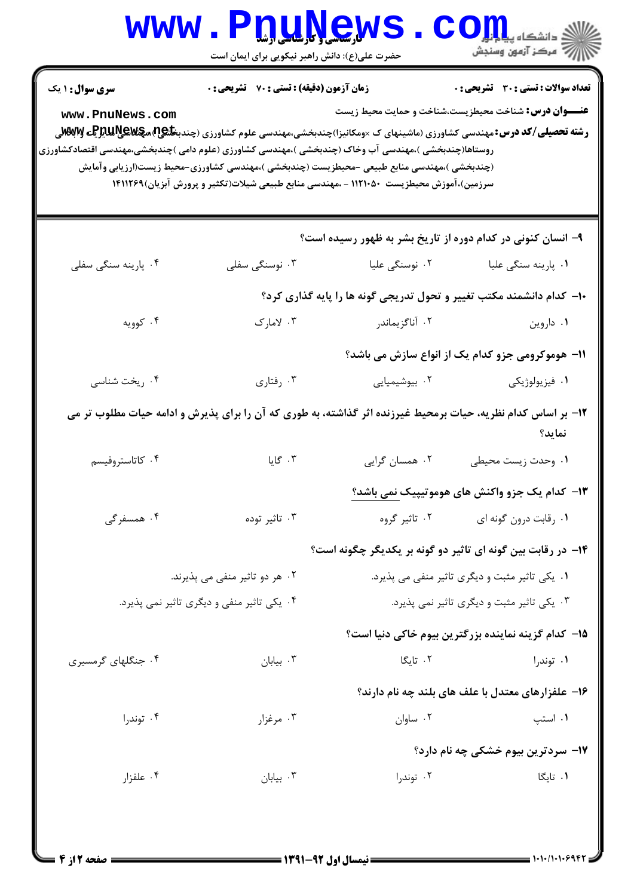**سری سوال:** ۱ یک

**زمان آزمون (دقیقه) : تستی :** ۷۰ **تشریحی :** ۰

**تعداد سوالات : تستی :** ۳۰ **تشریحی :** ۰

**عنـــوان درس:** شناخت محیطزیست،شناخت و حمایت محیط زیست

**رشته تحصیلی/کد درس:** مهندسی کشاورزی (ماشینهای ک ×ومکانیزا)چندبخشی،مهندسی علوم کشاورزی (چندبخشی)،مهندسی مدیریت و آبادانی روستاها(چندبخشی )،مهندسی آب وخاک (چندبخشی )،مهندسی کشاورزی (علوم دامی )چندبخشی،مهندسی اقتصادکشاورزی (چندبخشی )،مهندسی منابع طبیعی -محیطزیست (چندبخشی )،مهندسی کشاورزی-محیط زیست(ارزیابی وآمایش سرزمین)،آموزش محیطزیست ۱۱۲۱۰۵۰ - ،مهندسی منابع طبیعی شیلات(تکثیر و پرورش آبزیان)۱۴۱۱۲۶۹

۹- انسان کنونی در کدام دوره از تاریخ بشر به ظهور رسیده است؟

۱. پارینه سنگی علیا ۲. نوسنگی علیا ۳. نوسنگی سفلی ۴. پارینه سنگی سفلی

۱۰- کدام دانشمند مکتب تغییر و تحول تدریجی گونه ها را پایه گذاری کرد؟

۱. داروین ۲. آناگزیماندر ۳. لامارک ۴. کوویه

۱۱- هوموکرومی جزو کدام یک از انواع سازش می باشد؟

۱. فیزیولوژیکی ۲. بیوشیمیایی ۳. رفتاری ۴. ریخت شناسی

۱۲- بر اساس کدام نظریه، حیات برمحیط غیرزنده اثر گذاشته، به طوری که آن را برای پذیرش و ادامه حیات مطلوب تر می نماید؟

۱. وحدت زیست محیطی ۲. همسان گرایی ۳. گایا ۴. کاتاستروفیسم

۱۳- کدام یک جزو واکنش های هوموتیپیک نمی باشد؟

۱. رقابت درون گونه ای ۲. تاثیر گروه ۳. تاثیر توده ۴. همسفرگی

۱۴- در رقابت بین گونه ای تاثیر دو گونه بر یکدیگر چگونه است؟

۱. یکی تاثیر مثبت و دیگری تاثیر منفی می پذیرد. ۲. هر دو تاثیر منفی می پذیرند.

۳. یکی تاثیر مثبت و دیگری تاثیر نمی پذیرد. ۴. یکی تاثیر منفی و دیگری تاثیر نمی پذیرد.

۱۵- کدام گزینه نماینده بزرگترین بیوم خاکی دنیا است؟

۱. توندرا ۲. تایگا ۳. بیابان ۴. جنگلهای گرمسیری

۱۶- علفزارهای معتدل با علف های بلند چه نام دارند؟

۱. استپ ۲. ساوان ۳. مرغزار ۴. توندرا

۱۷- سردترین بیوم خشکی چه نام دارد؟

۱. تایگا ۲. توندرا ۳. بیابان ۴. علفزار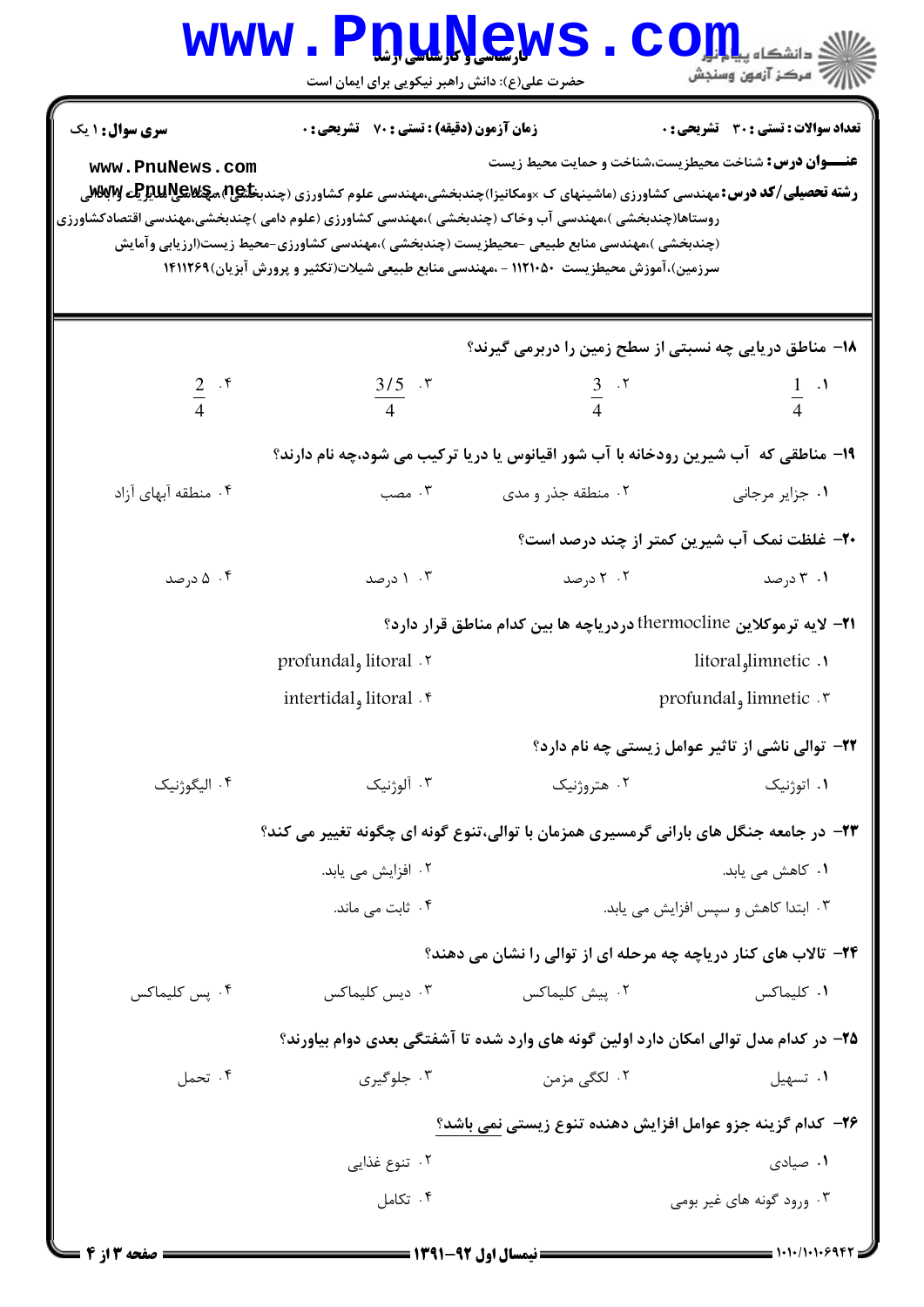**سری سوال:** ۱ یک

**زمان آزمون (دقیقه) : تستی :** ۷۰ **تشریحی :** ۰

**تعداد سوالات : تستی :** ۳۰ **تشریحی :** ۰

**عنـــوان درس:** شناخت محیطزیست،شناخت و حمایت محیط زیست

**رشته تحصیلی/کد درس:** مهندسی کشاورزی (ماشینهای ک ×ومکانیزا)چندبخشی،مهندسی علوم کشاورزی (چندبخشی)،مهندسی مدیریت وآبادانی روستاها(چندبخشی )،مهندسی آب وخاک (چندبخشی )،مهندسی کشاورزی (علوم دامی )چندبخشی،مهندسی اقتصادکشاورزی (چندبخشی )،مهندسی منابع طبیعی -محیطزیست (چندبخشی )،مهندسی کشاورزی-محیط زیست(ارزیابی وآمایش سرزمین)،آموزش محیطزیست ۱۱۲۱۰۵۰ - ،مهندسی منابع طبیعی شیلات(تکثیر و پرورش آبزیان)۱۴۱۱۲۶۹

---

**۱۸- مناطق دریایی چه نسبتی از سطح زمین را دربرمی گیرند؟**

۱. $\frac{1}{4}$ ۲. $\frac{3}{4}$ ۳. $\frac{3/5}{4}$ ۴. $\frac{2}{4}$

**۱۹- مناطقی که آب شیرین رودخانه با آب شور اقیانوس یا دریا ترکیب می شود،چه نام دارند؟**

۱. جزایر مرجانی ۲. منطقه جذر و مدی ۳. مصب ۴. منطقه آبهای آزاد

**۲۰- غلظت نمک آب شیرین کمتر از چند درصد است؟**

۱. ۳ درصد ۲. ۲ درصد ۳. ۱ درصد ۴. ۵ درصد

**۲۱- لایه ترموکلاین thermocline دردریاچه ها بین کدام مناطق قرار دارد؟**

۱. limnetic وlitoral ۲. litoral و profundal
۳. limnetic و profundal ۴. litoral و intertidal

**۲۲- توالی ناشی از تاثیر عوامل زیستی چه نام دارد؟**

۱. اتوژنیک ۲. هتروژنیک ۳. آلوژنیک ۴. الیگوژنیک

**۲۳- در جامعه جنگل های بارانی گرمسیری همزمان با توالی،تنوع گونه ای چگونه تغییر می کند؟**

۱. کاهش می یابد. ۲. افزایش می یابد.
۳. ابتدا کاهش و سپس افزایش می یابد. ۴. ثابت می ماند.

**۲۴- تالاب های کنار دریاچه چه مرحله ای از توالی را نشان می دهند؟**

۱. کلیماکس ۲. پیش کلیماکس ۳. دیس کلیماکس ۴. پس کلیماکس

**۲۵- در کدام مدل توالی امکان دارد اولین گونه های وارد شده تا آشفتگی بعدی دوام بیاورند؟**

۱. تسهیل ۲. لکگی مزمن ۳. جلوگیری ۴. تحمل

**۲۶- کدام گزینه جزو عوامل افزایش دهنده تنوع زیستی نمی باشد؟**

۱. صیادی ۲. تنوع غذایی
۳. ورود گونه های غیر بومی ۴. تکامل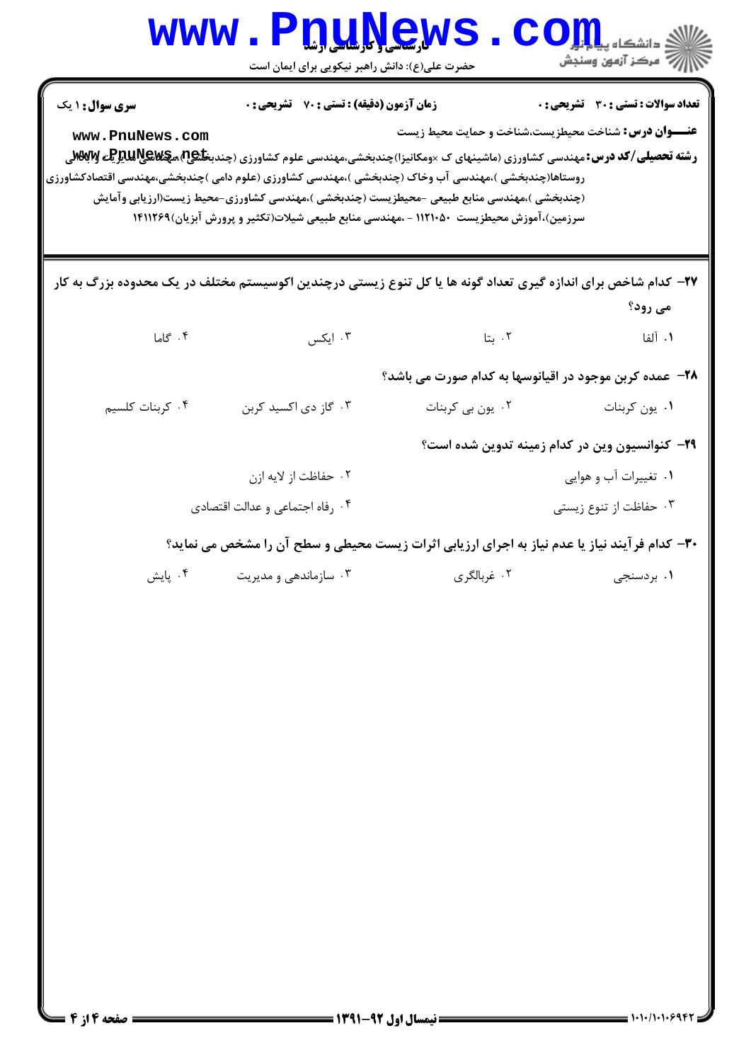**سری سوال:** ۱ یک | **زمان آزمون (دقیقه) : تستی :** ۷۰ **تشریحی :** ۰ | **تعداد سوالات : تستی :** ۳۰ **تشریحی :** ۰

**عنـــوان درس:** شناخت محیطزیست،شناخت و حمایت محیط زیست

**رشته تحصیلی/کد درس:** مهندسی کشاورزی (ماشینهای ک ×ومکانیزا)چندبخشی،مهندسی علوم کشاورزی (چندبخشی)،مهندسی مدیریت و آبادانی روستاها(چندبخشی )،مهندسی آب وخاک (چندبخشی )،مهندسی کشاورزی (علوم دامی )چندبخشی،مهندسی اقتصادکشاورزی (چندبخشی )،مهندسی منابع طبیعی -محیطزیست (چندبخشی )،مهندسی کشاورزی-محیط زیست(ارزیابی وآمایش سرزمین)،آموزش محیطزیست ۱۱۲۱۰۵۰ - ،مهندسی منابع طبیعی شیلات(تکثیر و پرورش آبزیان)۱۴۱۱۲۶۹

---

**۲۷- کدام شاخص برای اندازه گیری تعداد گونه ها یا کل تنوع زیستی درچندین اکوسیستم مختلف در یک محدوده بزرگ به کار می رود؟**

۱. آلفا
۲. بتا
۳. ایکس
۴. گاما

**۲۸- عمده کربن موجود در اقیانوسها به کدام صورت می باشد؟**

۱. یون کربنات
۲. یون بی کربنات
۳. گاز دی اکسید کربن
۴. کربنات کلسیم

**۲۹- کنوانسیون وین در کدام زمینه تدوین شده است؟**

۱. تغییرات آب و هوایی
۲. حفاظت از لایه ازن
۳. حفاظت از تنوع زیستی
۴. رفاه اجتماعی و عدالت اقتصادی

**۳۰- کدام فرآیند نیاز یا عدم نیاز به اجرای ارزیابی اثرات زیست محیطی و سطح آن را مشخص می نماید؟**

۱. بردسنجی
۲. غربالگری
۳. سازماندهی و مدیریت
۴. پایش